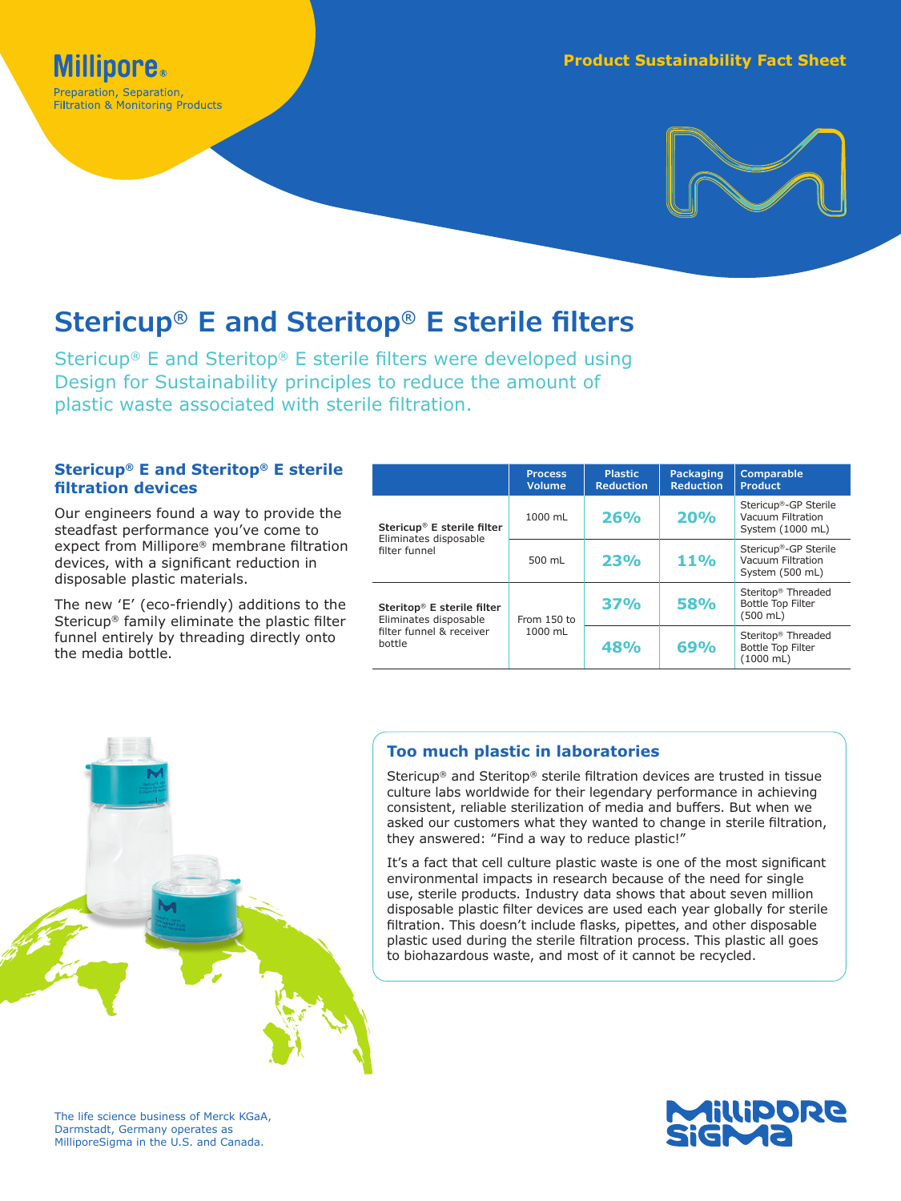Millipore®

Preparation, Separation, Filtration & Monitoring Products

Product Sustainability Fact Sheet

# Stericup® E and Steritop® E sterile filters

Stericup® E and Steritop® E sterile filters were developed using Design for Sustainability principles to reduce the amount of plastic waste associated with sterile filtration.

## Stericup® E and Steritop® E sterile filtration devices

Our engineers found a way to provide the steadfast performance you've come to expect from Millipore® membrane filtration devices, with a significant reduction in disposable plastic materials.

The new 'E' (eco-friendly) additions to the Stericup® family eliminate the plastic filter funnel entirely by threading directly onto the media bottle.

| | Process Volume | Plastic Reduction | Packaging Reduction | Comparable Product |
|---|---|---|---|---|
| **Stericup® E sterile filter** Eliminates disposable filter funnel | 1000 mL | 26% | 20% | Stericup®-GP Sterile Vacuum Filtration System (1000 mL) |
| | 500 mL | 23% | 11% | Stericup®-GP Sterile Vacuum Filtration System (500 mL) |
| **Steritop® E sterile filter** Eliminates disposable filter funnel & receiver bottle | From 150 to 1000 mL | 37% | 58% | Steritop® Threaded Bottle Top Filter (500 mL) |
| | | 48% | 69% | Steritop® Threaded Bottle Top Filter (1000 mL) |

## Too much plastic in laboratories

Stericup® and Steritop® sterile filtration devices are trusted in tissue culture labs worldwide for their legendary performance in achieving consistent, reliable sterilization of media and buffers. But when we asked our customers what they wanted to change in sterile filtration, they answered: "Find a way to reduce plastic!"

It's a fact that cell culture plastic waste is one of the most significant environmental impacts in research because of the need for single use, sterile products. Industry data shows that about seven million disposable plastic filter devices are used each year globally for sterile filtration. This doesn't include flasks, pipettes, and other disposable plastic used during the sterile filtration process. This plastic all goes to biohazardous waste, and most of it cannot be recycled.

The life science business of Merck KGaA, Darmstadt, Germany operates as MilliporeSigma in the U.S. and Canada.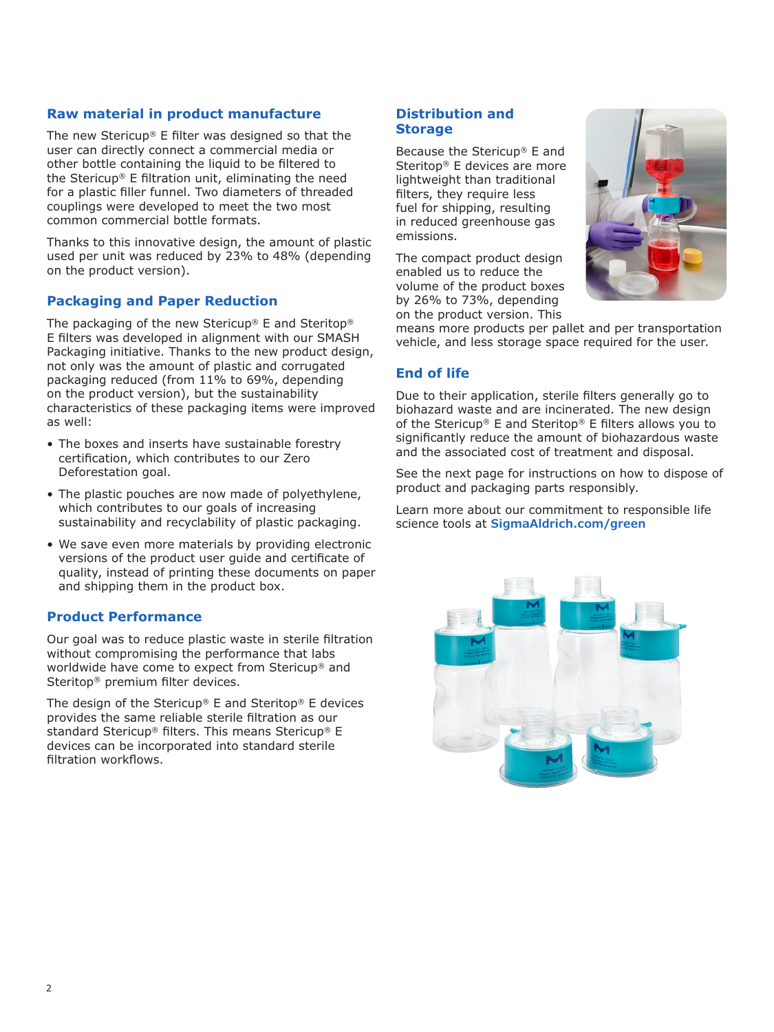## Raw material in product manufacture

The new Stericup® E filter was designed so that the user can directly connect a commercial media or other bottle containing the liquid to be filtered to the Stericup® E filtration unit, eliminating the need for a plastic filler funnel. Two diameters of threaded couplings were developed to meet the two most common commercial bottle formats.

Thanks to this innovative design, the amount of plastic used per unit was reduced by 23% to 48% (depending on the product version).

## Packaging and Paper Reduction

The packaging of the new Stericup® E and Steritop® E filters was developed in alignment with our SMASH Packaging initiative. Thanks to the new product design, not only was the amount of plastic and corrugated packaging reduced (from 11% to 69%, depending on the product version), but the sustainability characteristics of these packaging items were improved as well:

- The boxes and inserts have sustainable forestry certification, which contributes to our Zero Deforestation goal.
- The plastic pouches are now made of polyethylene, which contributes to our goals of increasing sustainability and recyclability of plastic packaging.
- We save even more materials by providing electronic versions of the product user guide and certificate of quality, instead of printing these documents on paper and shipping them in the product box.

## Product Performance

Our goal was to reduce plastic waste in sterile filtration without compromising the performance that labs worldwide have come to expect from Stericup® and Steritop® premium filter devices.

The design of the Stericup® E and Steritop® E devices provides the same reliable sterile filtration as our standard Stericup® filters. This means Stericup® E devices can be incorporated into standard sterile filtration workflows.

## Distribution and Storage

Because the Stericup® E and Steritop® E devices are more lightweight than traditional filters, they require less fuel for shipping, resulting in reduced greenhouse gas emissions.

The compact product design enabled us to reduce the volume of the product boxes by 26% to 73%, depending on the product version. This means more products per pallet and per transportation vehicle, and less storage space required for the user.

## End of life

Due to their application, sterile filters generally go to biohazard waste and are incinerated. The new design of the Stericup® E and Steritop® E filters allows you to significantly reduce the amount of biohazardous waste and the associated cost of treatment and disposal.

See the next page for instructions on how to dispose of product and packaging parts responsibly.

Learn more about our commitment to responsible life science tools at **SigmaAldrich.com/green**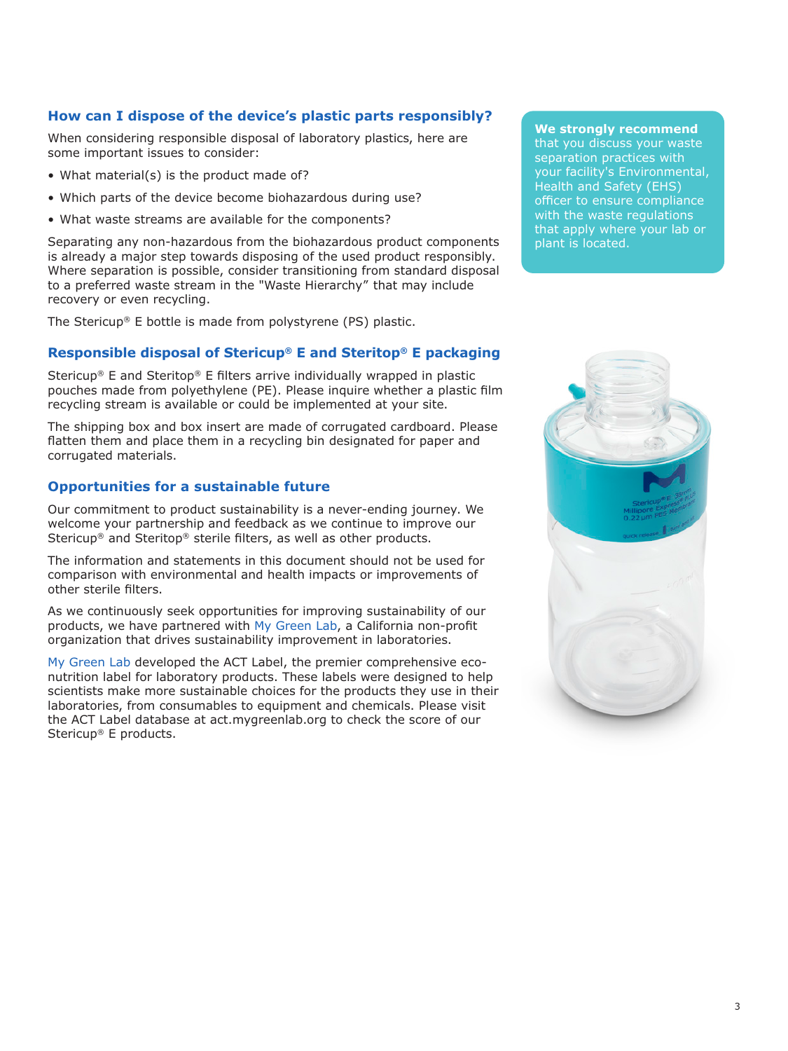## How can I dispose of the device's plastic parts responsibly?

When considering responsible disposal of laboratory plastics, here are some important issues to consider:

- What material(s) is the product made of?
- Which parts of the device become biohazardous during use?
- What waste streams are available for the components?

Separating any non-hazardous from the biohazardous product components is already a major step towards disposing of the used product responsibly. Where separation is possible, consider transitioning from standard disposal to a preferred waste stream in the "Waste Hierarchy" that may include recovery or even recycling.

The Stericup® E bottle is made from polystyrene (PS) plastic.

**We strongly recommend** that you discuss your waste separation practices with your facility's Environmental, Health and Safety (EHS) officer to ensure compliance with the waste regulations that apply where your lab or plant is located.

## Responsible disposal of Stericup® E and Steritop® E packaging

Stericup® E and Steritop® E filters arrive individually wrapped in plastic pouches made from polyethylene (PE). Please inquire whether a plastic film recycling stream is available or could be implemented at your site.

The shipping box and box insert are made of corrugated cardboard. Please flatten them and place them in a recycling bin designated for paper and corrugated materials.

## Opportunities for a sustainable future

Our commitment to product sustainability is a never-ending journey. We welcome your partnership and feedback as we continue to improve our Stericup® and Steritop® sterile filters, as well as other products.

The information and statements in this document should not be used for comparison with environmental and health impacts or improvements of other sterile filters.

As we continuously seek opportunities for improving sustainability of our products, we have partnered with My Green Lab, a California non-profit organization that drives sustainability improvement in laboratories.

My Green Lab developed the ACT Label, the premier comprehensive eco-nutrition label for laboratory products. These labels were designed to help scientists make more sustainable choices for the products they use in their laboratories, from consumables to equipment and chemicals. Please visit the ACT Label database at act.mygreenlab.org to check the score of our Stericup® E products.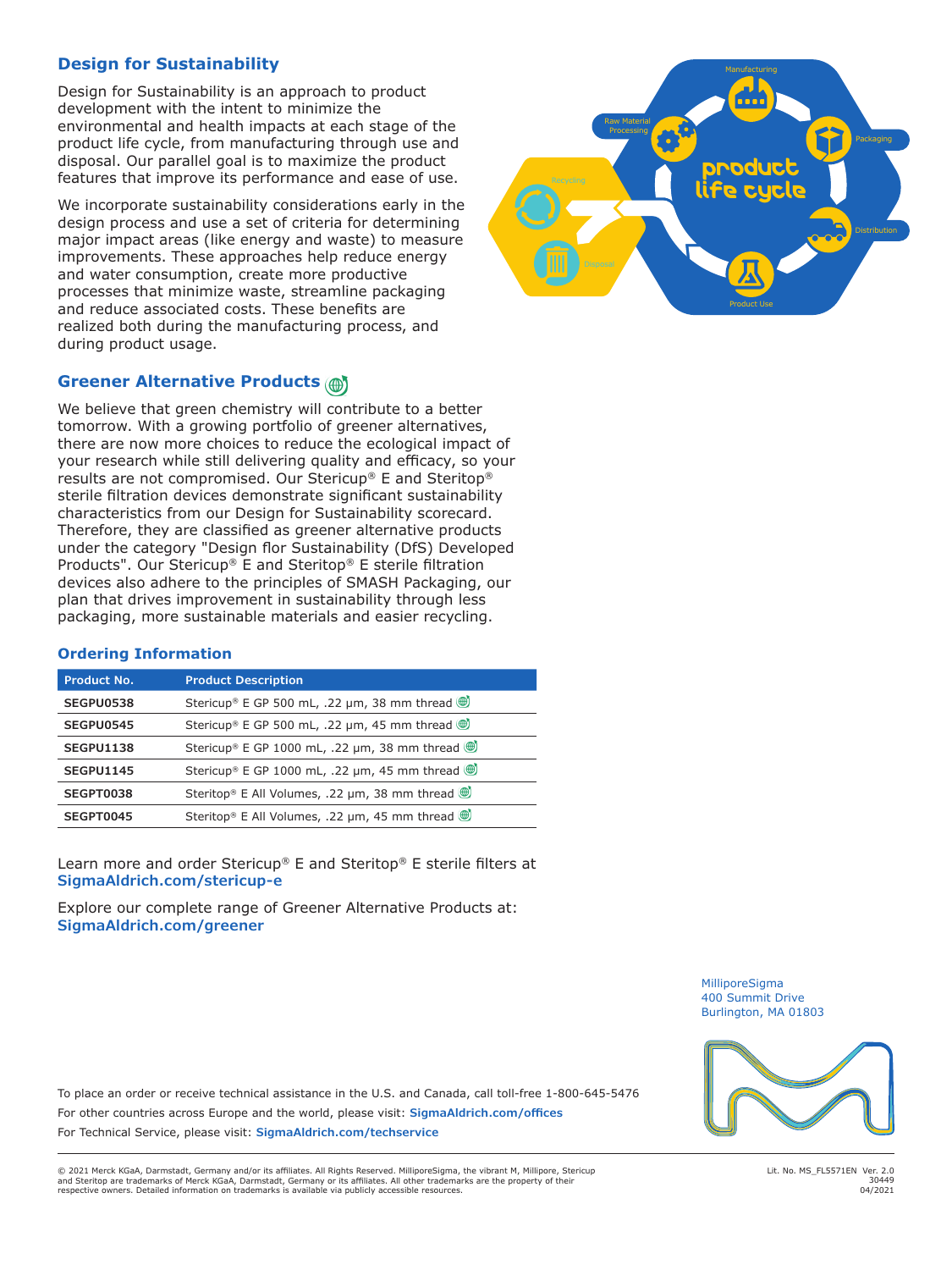## Design for Sustainability

Design for Sustainability is an approach to product development with the intent to minimize the environmental and health impacts at each stage of the product life cycle, from manufacturing through use and disposal. Our parallel goal is to maximize the product features that improve its performance and ease of use.

We incorporate sustainability considerations early in the design process and use a set of criteria for determining major impact areas (like energy and waste) to measure improvements. These approaches help reduce energy and water consumption, create more productive processes that minimize waste, streamline packaging and reduce associated costs. These benefits are realized both during the manufacturing process, and during product usage.

Manufacturing
Raw Material Processing
Packaging
product life cycle
Recycling
Distribution
Disposal
Product Use

## Greener Alternative Products

We believe that green chemistry will contribute to a better tomorrow. With a growing portfolio of greener alternatives, there are now more choices to reduce the ecological impact of your research while still delivering quality and efficacy, so your results are not compromised. Our Stericup® E and Steritop® sterile filtration devices demonstrate significant sustainability characteristics from our Design for Sustainability scorecard. Therefore, they are classified as greener alternative products under the category "Design flor Sustainability (DfS) Developed Products". Our Stericup® E and Steritop® E sterile filtration devices also adhere to the principles of SMASH Packaging, our plan that drives improvement in sustainability through less packaging, more sustainable materials and easier recycling.

## Ordering Information

| Product No. | Product Description |
|---|---|
| **SEGPU0538** | Stericup® E GP 500 mL, .22 µm, 38 mm thread |
| **SEGPU0545** | Stericup® E GP 500 mL, .22 µm, 45 mm thread |
| **SEGPU1138** | Stericup® E GP 1000 mL, .22 µm, 38 mm thread |
| **SEGPU1145** | Stericup® E GP 1000 mL, .22 µm, 45 mm thread |
| **SEGPT0038** | Steritop® E All Volumes, .22 µm, 38 mm thread |
| **SEGPT0045** | Steritop® E All Volumes, .22 µm, 45 mm thread |

Learn more and order Stericup® E and Steritop® E sterile filters at **SigmaAldrich.com/stericup-e**

Explore our complete range of Greener Alternative Products at: **SigmaAldrich.com/greener**

MilliporeSigma
400 Summit Drive
Burlington, MA 01803

To place an order or receive technical assistance in the U.S. and Canada, call toll-free 1-800-645-5476

For other countries across Europe and the world, please visit: **SigmaAldrich.com/offices**

For Technical Service, please visit: **SigmaAldrich.com/techservice**

© 2021 Merck KGaA, Darmstadt, Germany and/or its affiliates. All Rights Reserved. MilliporeSigma, the vibrant M, Millipore, Stericup and Steritop are trademarks of Merck KGaA, Darmstadt, Germany or its affiliates. All other trademarks are the property of their respective owners. Detailed information on trademarks is available via publicly accessible resources.

Lit. No. MS_FL5571EN Ver. 2.0
30449
04/2021